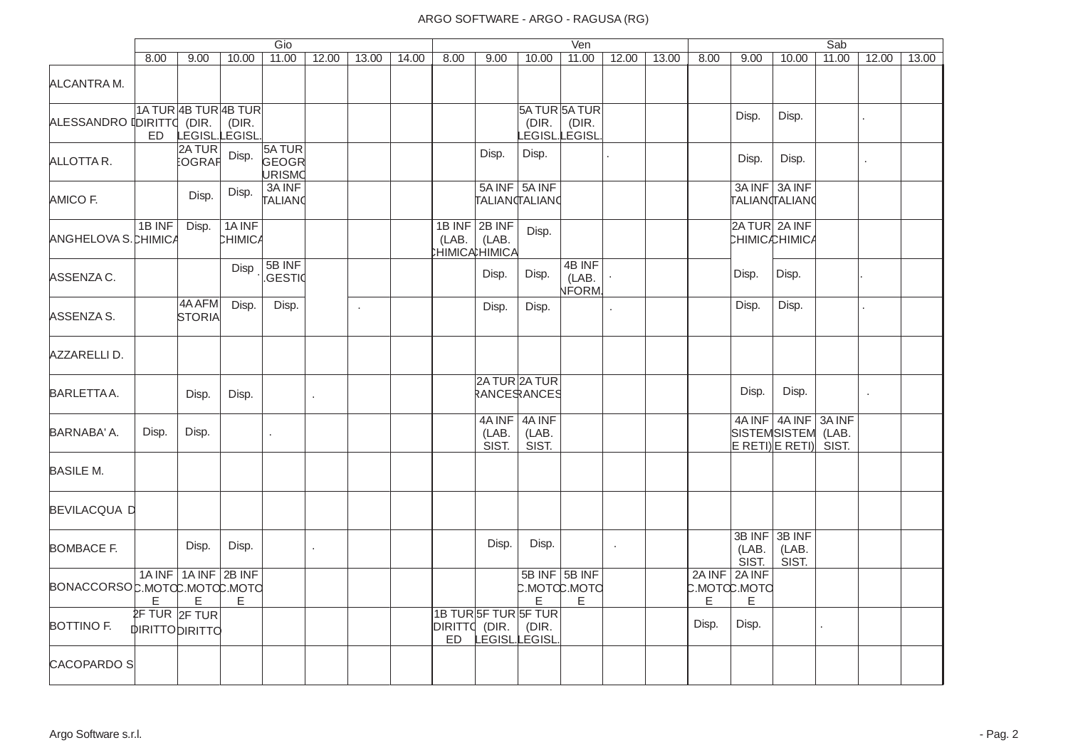ARGO SOFTWARE - ARGO - RAGUSA (RG)

| | Gio | | | | | | | Ven | | | | | | Sab | | | | | |
|---|---|---|---|---|---|---|---|---|---|---|---|---|---|---|---|---|---|---|---|
| | 8.00 | 9.00 | 10.00 | 11.00 | 12.00 | 13.00 | 14.00 | 8.00 | 9.00 | 10.00 | 11.00 | 12.00 | 13.00 | 8.00 | 9.00 | 10.00 | 11.00 | 12.00 | 13.00 |
| ALCANTRA M. | | | | | | | | | | | | | | | | | | | |
| ALESSANDRO D | 1A TUR DIRITTO ED | 4B TUR (DIR. LEGISL. | 4B TUR (DIR. LEGISL. | | | | | | | 5A TUR (DIR. LEGISL. | 5A TUR (DIR. LEGISL. | | | | Disp. | Disp. | | . | |
| ALLOTTA R. | | 2A TUR GEOGRAF | Disp. | 5A TUR GEOGR TURISMO | | | | | Disp. | Disp. | | . | | | Disp. | Disp. | | . | |
| AMICO F. | | Disp. | Disp. | 3A INF ITALIANO | | | | | 5A INF ITALIANO | 5A INF ITALIANO | | | | | 3A INF ITALIANO | 3A INF ITALIANO | | | |
| ANGHELOVA S. | 1B INF CHIMICA | Disp. | 1A INF CHIMICA | | | | | 1B INF (LAB. CHIMICA | 2B INF (LAB. CHIMICA | Disp. | | | | | 2A TUR CHIMICA | 2A INF CHIMICA | | | |
| ASSENZA C. | | | Disp . | 5B INF .GESTIO | | | | | Disp. | Disp. | 4B INF (LAB. INFORM. | . | | | Disp. | Disp. | | . | |
| ASSENZA S. | | 4A AFM STORIA | Disp. | Disp. | | . | | | Disp. | Disp. | | . | | | Disp. | Disp. | | . | |
| AZZARELLI D. | | | | | | | | | | | | | | | | | | | |
| BARLETTA A. | | Disp. | Disp. | | . | | | | 2A TUR FRANCESE | 2A TUR FRANCESE | | | | | Disp. | Disp. | | . | |
| BARNABA' A. | Disp. | Disp. | | . | | | | | 4A INF (LAB. SIST. | 4A INF (LAB. SIST. | | | | | 4A INF SISTEMI E RETI) | 4A INF SISTEMI E RETI) | 3A INF (LAB. SIST. | | |
| BASILE M. | | | | | | | | | | | | | | | | | | | |
| BEVILACQUA D | | | | | | | | | | | | | | | | | | | |
| BOMBACE F. | | Disp. | Disp. | | . | | | | Disp. | Disp. | | . | | | 3B INF (LAB. SIST. | 3B INF (LAB. SIST. | | | |
| BONACCORSO | 1A INF C.MOTO E | 1A INF C.MOTO E | 2B INF C.MOTO E | | | | | | | 5B INF C.MOTO E | 5B INF C.MOTO E | | | 2A INF C.MOTO E | 2A INF C.MOTO E | | | | |
| BOTTINO F. | 2F TUR DIRITTO | 2F TUR DIRITTO | | | | | | 1B TUR DIRITTO ED | 5F TUR (DIR. LEGISL. | 5F TUR (DIR. LEGISL. | | | | Disp. | Disp. | | . | | |
| CACOPARDO S | | | | | | | | | | | | | | | | | | | |

Argo Software s.r.l.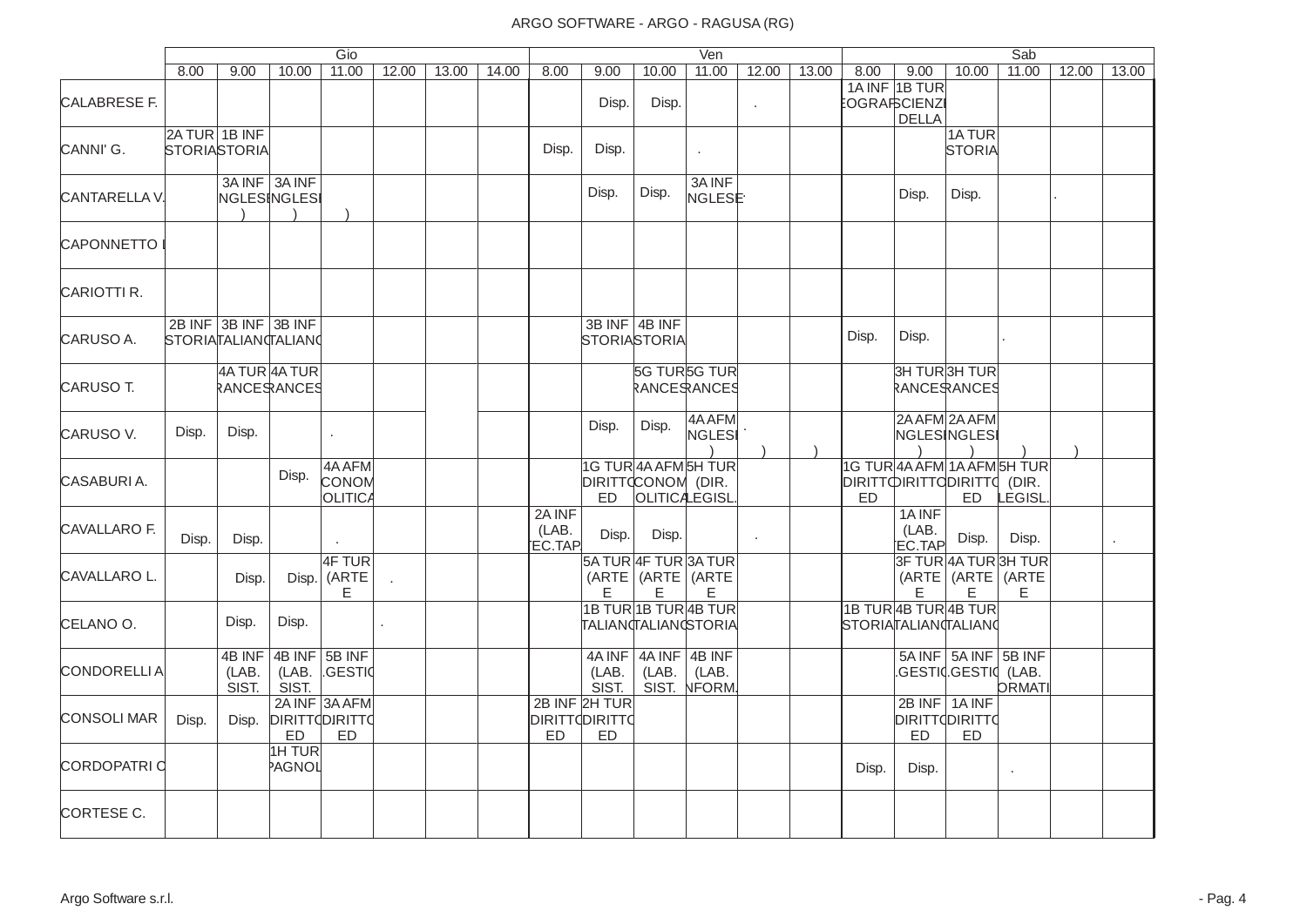ARGO SOFTWARE - ARGO - RAGUSA (RG)

| | Gio | | | | | | | Ven | | | | | | Sab | | | | | |
|---|---|---|---|---|---|---|---|---|---|---|---|---|---|---|---|---|---|---|---|
| | 8.00 | 9.00 | 10.00 | 11.00 | 12.00 | 13.00 | 14.00 | 8.00 | 9.00 | 10.00 | 11.00 | 12.00 | 13.00 | 8.00 | 9.00 | 10.00 | 11.00 | 12.00 | 13.00 |
| CALABRESE F. | | | | | | | | | Disp. | Disp. | | . | | 1A INF EOGRAF | 1B TUR SCIENZI DELLA | | | | |
| CANNI' G. | 2A TUR STORIA | 1B INF STORIA | | | | | | Disp. | Disp. | | . | | | | | 1A TUR STORIA | | | |
| CANTARELLA V. | | 3A INF NGLESI ) | 3A INF NGLESI ) | ) | | | | | Disp. | Disp. | 3A INF NGLESE | | | | Disp. | Disp. | | . | |
| CAPONNETTO I | | | | | | | | | | | | | | | | | | | |
| CARIOTTI R. | | | | | | | | | | | | | | | | | | | |
| CARUSO A. | 2B INF STORIA | 3B INF TALIANO | 3B INF TALIANO | | | | | | 3B INF STORIA | 4B INF STORIA | | | | Disp. | Disp. | | . | | |
| CARUSO T. | | 4A TUR RANCES | 4A TUR RANCES | | | | | | | 5G TUR RANCES | 5G TUR RANCES | | | | 3H TUR RANCES | 3H TUR RANCES | | | |
| CARUSO V. | Disp. | Disp. | | . | | | | | Disp. | Disp. | 4A AFM NGLESI ) | . ) | ) | | 2A AFM NGLESI ) | 2A AFM NGLESI ) | ) | ) | |
| CASABURI A. | | | Disp. | 4A AFM CONOM OLITICA | | | | | 1G TUR DIRITTO ED | 4A AFM CONOM OLITICA | 5H TUR (DIR. LEGISL. | | | 1G TUR DIRITTO ED | 4A AFM DIRITTO | 1A AFM DIRITTO ED | 5H TUR (DIR. LEGISL. | | |
| CAVALLARO F. | Disp. | Disp. | | . | | | | 2A INF (LAB. TEC.TAP | Disp. | Disp. | | . | | | 1A INF (LAB. TEC.TAP | Disp. | Disp. | | . |
| CAVALLARO L. | | Disp. | Disp. | 4F TUR (ARTE E | . | | | | 5A TUR (ARTE E | 4F TUR (ARTE E | 3A TUR (ARTE E | | | | 3F TUR (ARTE E | 4A TUR (ARTE E | 3H TUR (ARTE E | | |
| CELANO O. | | Disp. | Disp. | | . | | | | 1B TUR TALIANO | 1B TUR TALIANO | 4B TUR STORIA | | | 1B TUR STORIA | 4B TUR TALIANO | 4B TUR TALIANO | | | |
| CONDORELLI A | | 4B INF (LAB. SIST. | 4B INF (LAB. SIST. | 5B INF .GESTIO | | | | | 4A INF (LAB. SIST. | 4A INF (LAB. SIST. | 4B INF (LAB. NFORM. | | | | 5A INF .GESTIO | 5A INF .GESTIO | 5B INF (LAB. ORMATI | | |
| CONSOLI MAR | Disp. | Disp. | 2A INF DIRITTO ED | 3A AFM DIRITTO ED | | | | 2B INF DIRITTO ED | 2H TUR DIRITTO ED | | | | | | 2B INF DIRITTO ED | 1A INF DIRITTO ED | | | |
| CORDOPATRI C | | | 1H TUR PAGNOL | | | | | | | | | | | Disp. | Disp. | | . | | |
| CORTESE C. | | | | | | | | | | | | | | | | | | | |

Argo Software s.r.l.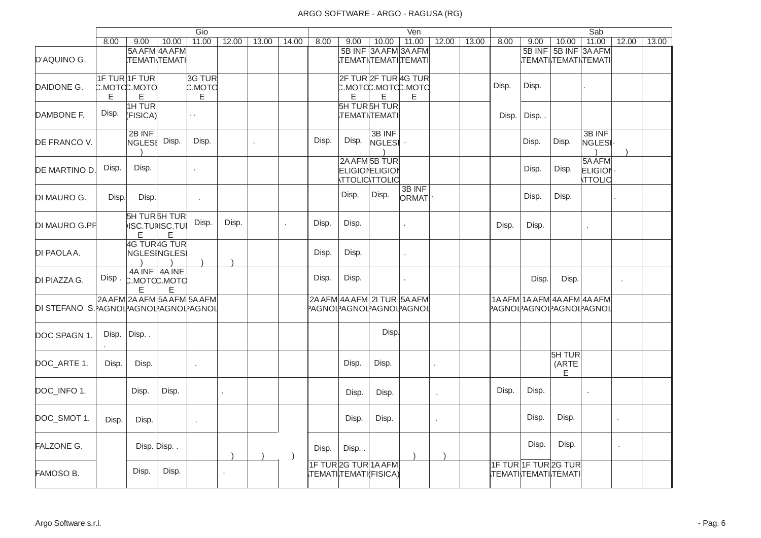ARGO SOFTWARE - ARGO - RAGUSA (RG)

| | Gio | | | | | | | Ven | | | | | | Sab | | | | | |
|---|---|---|---|---|---|---|---|---|---|---|---|---|---|---|---|---|---|---|---|
| | 8.00 | 9.00 | 10.00 | 11.00 | 12.00 | 13.00 | 14.00 | 8.00 | 9.00 | 10.00 | 11.00 | 12.00 | 13.00 | 8.00 | 9.00 | 10.00 | 11.00 | 12.00 | 13.00 |
| D'AQUINO G. | | 5A AFM TEMATI | 4A AFM TEMATI | | | | | | 5B INF TEMATI | 3A AFM TEMATI | 3A AFM TEMATI | | | | 5B INF TEMATI | 5B INF TEMATI | 3A AFM TEMATI | | |
| DAIDONE G. | 1F TUR C.MOTO E | 1F TUR C.MOTO E | | 3G TUR C.MOTO E | | | | | 2F TUR C.MOTO E | 2F TUR C.MOTO E | 4G TUR C.MOTO E | | | Disp. | Disp. | | . | | |
| DAMBONE F. | Disp. | 1H TUR (FISICA) | | . . | | | | | 5H TUR TEMATI | 5H TUR TEMATI | | | | Disp. | Disp. . | | | | |
| DE FRANCO V. | | 2B INF NGLESE ) | Disp. | Disp. | | . | | Disp. | Disp. | 3B INF NGLESE ) | . | | | | Disp. | Disp. | 3B INF NGLESE ) | . ) | |
| DE MARTINO D. | Disp. | Disp. | | . | | | | | 2A AFM ELIGION TTOLIC | 5B TUR ELIGION TTOLIC | | | | | Disp. | Disp. | 5A AFM ELIGION TTOLIC | . | |
| DI MAURO G. | Disp. | Disp. | | . | | | | | Disp. | Disp. | 3B INF ORMAT | . | | | Disp. | Disp. | | . | |
| DI MAURO G.PF | | 5H TUR ISC.TUI E | 5H TUR ISC.TUI E | Disp. | Disp. | | . | Disp. | Disp. | | . | | | Disp. | Disp. | | . | | |
| DI PAOLA A. | | 4G TUR NGLESE ) | 4G TUR NGLESE ) | ) | ) | | | Disp. | Disp. | | . | | | | | | | | |
| DI PIAZZA G. | Disp . | 4A INF C.MOTO E | 4A INF C.MOTO E | | | | | Disp. | Disp. | | . | | | | Disp. | Disp. | | . | |
| DI STEFANO S. | 2A AFM PAGNOL | 2A AFM PAGNOL | 5A AFM PAGNOL | 5A AFM PAGNOL | | | | 2A AFM PAGNOL | 4A AFM PAGNOL | 2I TUR PAGNOL | 5A AFM PAGNOL | | | 1A AFM PAGNOL | 1A AFM PAGNOL | 4A AFM PAGNOL | 4A AFM PAGNOL | | |
| DOC SPAGN 1. | Disp. . | Disp. . | | | | | | | | Disp. | | | | | | | | | |
| DOC_ARTE 1. | Disp. | Disp. | | . | | | | | Disp. | Disp. | | . | | | | 5H TUR (ARTE E | | | |
| DOC_INFO 1. | | Disp. | Disp. | | . | | | | Disp. | Disp. | | . | | Disp. | Disp. | | . | | |
| DOC_SMOT 1. | Disp. | Disp. | | . | | | | | Disp. | Disp. | | . | | | Disp. | Disp. | | . | |
| FALZONE G. | | Disp. | Disp. . | | ) | ) | ) | Disp. | Disp. . | | ) | ) | | | Disp. | Disp. | | . | |
| FAMOSO B. | | Disp. | Disp. | | . | | | 1F TUR TEMATI | 2G TUR TEMATI | 1A AFM (FISICA) | | | | 1F TUR TEMATI | 1F TUR TEMATI | 2G TUR TEMATI | | | |

Argo Software s.r.l.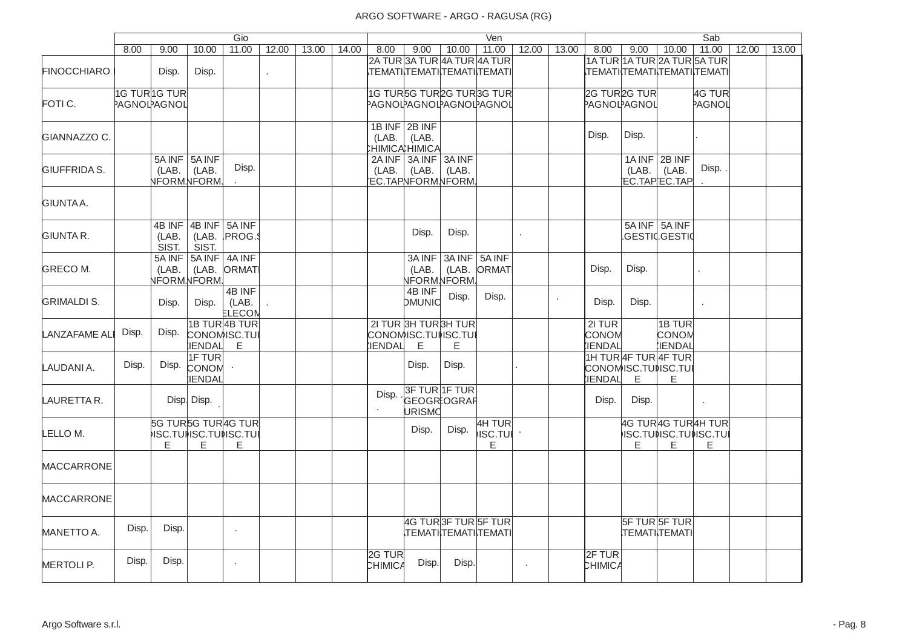| | Gio | | | | | | | Ven | | | | | | Sab | | | | | |
|---|---|---|---|---|---|---|---|---|---|---|---|---|---|---|---|---|---|---|---|
| | 8.00 | 9.00 | 10.00 | 11.00 | 12.00 | 13.00 | 14.00 | 8.00 | 9.00 | 10.00 | 11.00 | 12.00 | 13.00 | 8.00 | 9.00 | 10.00 | 11.00 | 12.00 | 13.00 |
| FINOCCHIARO | | Disp. | Disp. | | . | | | 2A TUR TEMATI | 3A TUR TEMATI | 4A TUR TEMATI | 4A TUR TEMATI | | | 1A TUR TEMATI | 1A TUR TEMATI | 2A TUR TEMATI | 5A TUR TEMATI | | |
| FOTI C. | 1G TUR PAGNOL | 1G TUR PAGNOL | | | | | | 1G TUR PAGNOL | 5G TUR PAGNOL | 2G TUR PAGNOL | 3G TUR PAGNOL | | | 2G TUR PAGNOL | 2G TUR PAGNOL | | 4G TUR PAGNOL | | |
| GIANNAZZO C. | | | | | | | | 1B INF (LAB. CHIMICA | 2B INF (LAB. CHIMICA | | | | | Disp. | Disp. | | . | | |
| GIUFFRIDA S. | | 5A INF (LAB. NFORM. | 5A INF (LAB. NFORM. | Disp. . | | | | 2A INF (LAB. TEC.TAP | 3A INF (LAB. NFORM. | 3A INF (LAB. NFORM. | | | | | 1A INF (LAB. TEC.TAP | 2B INF (LAB. TEC.TAP | Disp. . . | | |
| GIUNTA A. | | | | | | | | | | | | | | | | | | | |
| GIUNTA R. | | 4B INF (LAB. SIST. | 4B INF (LAB. SIST. | 5A INF PROG.S | | | | | Disp. | Disp. | | . | | | 5A INF GESTIO | 5A INF GESTIO | | | |
| GRECO M. | | 5A INF (LAB. NFORM. | 5A INF (LAB. NFORM. | 4A INF ORMATI | | | | | 3A INF (LAB. NFORM. | 3A INF (LAB. NFORM. | 5A INF ORMATI | | | Disp. | Disp. | | . | | |
| GRIMALDI S. | | Disp. | Disp. | 4B INF (LAB. ELECOM | . | | | | 4B INF OMUNIC | Disp. | Disp. | | . | Disp. | Disp. | | . | | |
| LANZAFAME AL | Disp. | Disp. | 1B TUR CONOM IENDAL | 4B TUR ISC.TUR E | | | | 2I TUR CONOM IENDAL | 3H TUR ISC.TUR E | 3H TUR ISC.TUR E | | | | 2I TUR CONOM IENDAL | | 1B TUR CONOM IENDAL | | | |
| LAUDANI A. | Disp. | Disp. | 1F TUR CONOM IENDAL | . | | | | | Disp. | Disp. | | . | | 1H TUR CONOM IENDAL | 4F TUR ISC.TUR E | 4F TUR ISC.TUR E | | | |
| LAURETTA R. | | Disp. | Disp. . | | | | | Disp. . . | 3F TUR GEOGR URISMO | 1F TUR EOGRAF | | | | Disp. | Disp. | | . | | |
| LELLO M. | | 5G TUR ISC.TUR E | 5G TUR ISC.TUR E | 4G TUR ISC.TUR E | | | | | Disp. | Disp. | 4H TUR ISC.TUR E | . | | | 4G TUR ISC.TUR E | 4G TUR ISC.TUR E | 4H TUR ISC.TUR E | | |
| MACCARRONE | | | | | | | | | | | | | | | | | | | |
| MACCARRONE | | | | | | | | | | | | | | | | | | | |
| MANETTO A. | Disp. | Disp. | | . | | | | | 4G TUR TEMATI | 3F TUR TEMATI | 5F TUR TEMATI | | | | 5F TUR TEMATI | 5F TUR TEMATI | | | |
| MERTOLI P. | Disp. | Disp. | | . | | | | 2G TUR CHIMICA | Disp. | Disp. | | . | | 2F TUR CHIMICA | | | | | |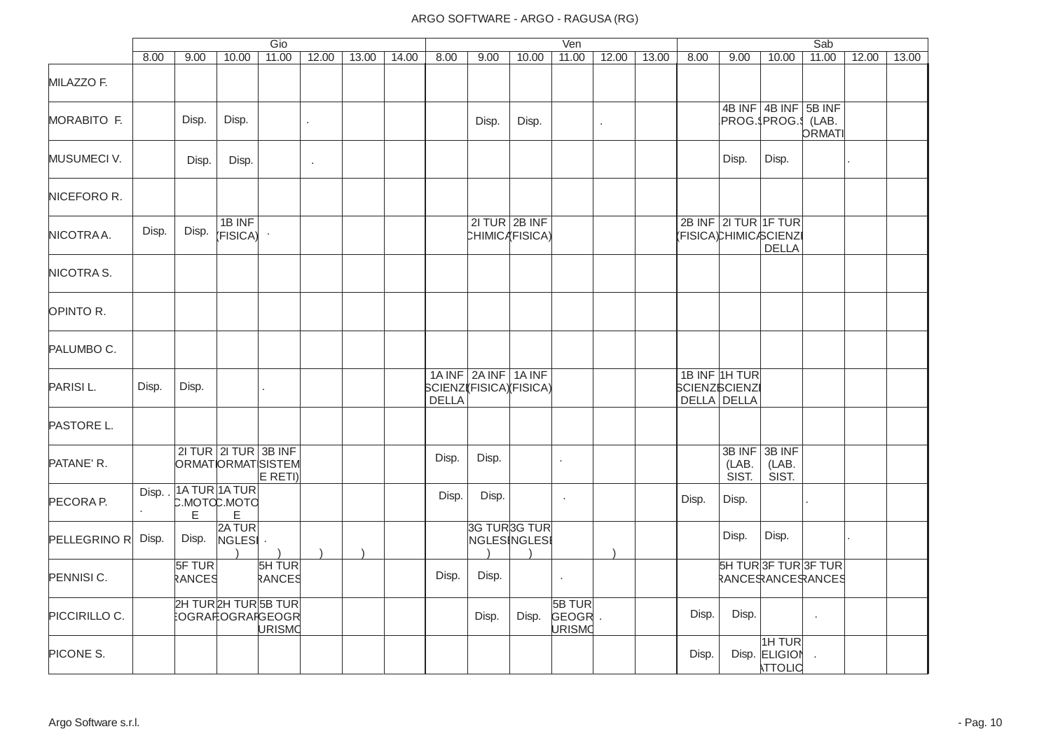ARGO SOFTWARE - ARGO - RAGUSA (RG)

| | Gio | | | | | | | Ven | | | | | | Sab | | | | | |
|---|---|---|---|---|---|---|---|---|---|---|---|---|---|---|---|---|---|---|---|
| | 8.00 | 9.00 | 10.00 | 11.00 | 12.00 | 13.00 | 14.00 | 8.00 | 9.00 | 10.00 | 11.00 | 12.00 | 13.00 | 8.00 | 9.00 | 10.00 | 11.00 | 12.00 | 13.00 |
| MILAZZO F. | | | | | | | | | | | | | | | | | | | |
| MORABITO F. | | Disp. | Disp. | | . | | | | Disp. | Disp. | | . | | | 4B INF PROG.S | 4B INF PROG.S | 5B INF (LAB. ORMATI | | |
| MUSUMECI V. | | Disp. | Disp. | | . | | | | | | | | | | Disp. | Disp. | | . | |
| NICEFORO R. | | | | | | | | | | | | | | | | | | | |
| NICOTRA A. | Disp. | Disp. | 1B INF (FISICA) | . | | | | | 2I TUR CHIMICA | 2B INF (FISICA) | | | | 2B INF (FISICA) | 2I TUR CHIMICA | 1F TUR SCIENZE DELLA | | | |
| NICOTRA S. | | | | | | | | | | | | | | | | | | | |
| OPINTO R. | | | | | | | | | | | | | | | | | | | |
| PALUMBO C. | | | | | | | | | | | | | | | | | | | |
| PARISI L. | Disp. | Disp. | | . | | | | 1A INF SCIENZE DELLA | 2A INF (FISICA) | 1A INF (FISICA) | | | | 1B INF SCIENZE DELLA | 1H TUR SCIENZE DELLA | | | | |
| PASTORE L. | | | | | | | | | | | | | | | | | | | |
| PATANE' R. | | 2I TUR ORMATI | 2I TUR ORMATI | 3B INF SISTEM E RETI) | | | | Disp. | Disp. | | . | | | | 3B INF (LAB. SIST. | 3B INF (LAB. SIST. | | | |
| PECORA P. | Disp. . . | 1A TUR C.MOTO E | 1A TUR C.MOTO E | | | | | Disp. | Disp. | | . | | | Disp. | Disp. | | . | | |
| PELLEGRINO R | Disp. | Disp. | 2A TUR NGLESE ) | . ) | ) | ) | | | 3G TUR NGLESE ) | 3G TUR NGLESE ) | | ) | | | Disp. | Disp. | | . | |
| PENNISI C. | | 5F TUR RANCES | | 5H TUR RANCES | | | | Disp. | Disp. | | . | | | | 5H TUR RANCES | 3F TUR RANCES | 3F TUR RANCES | | |
| PICCIRILLO C. | | 2H TUR EOGRAF | 2H TUR EOGRAF | 5B TUR GEOGR URISMO | | | | | Disp. | Disp. | 5B TUR GEOGR URISMO | . | | Disp. | Disp. | | . | | |
| PICONE S. | | | | | | | | | | | | | | Disp. | Disp. | 1H TUR ELIGION ATTOLIC | . | | |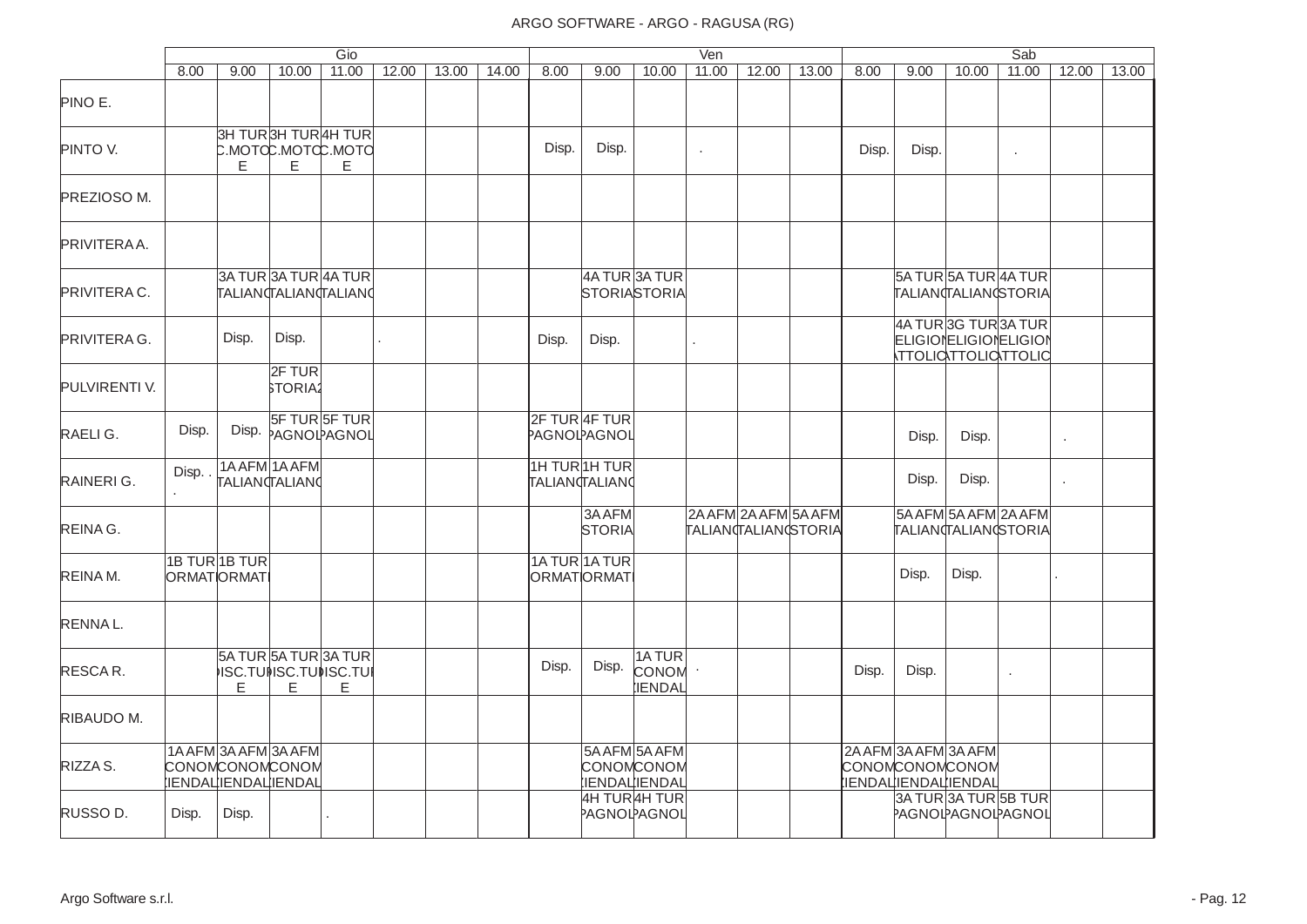ARGO SOFTWARE - ARGO - RAGUSA (RG)

| | Gio | | | | | | | Ven | | | | | | | Sab | | | | | |
|---|---|---|---|---|---|---|---|---|---|---|---|---|---|---|---|---|---|---|---|---|
| | 8.00 | 9.00 | 10.00 | 11.00 | 12.00 | 13.00 | 14.00 | 8.00 | 9.00 | 10.00 | 11.00 | 12.00 | 13.00 | 8.00 | 9.00 | 10.00 | 11.00 | 12.00 | 13.00 |
| PINO E. | | | | | | | | | | | | | | | | | | | |
| PINTO V. | | 3H TUR C.MOTO E | 3H TUR C.MOTO E | 4H TUR C.MOTO E | | | | Disp. | Disp. | | . | | | Disp. | Disp. | | . | | |
| PREZIOSO M. | | | | | | | | | | | | | | | | | | | |
| PRIVITERA A. | | | | | | | | | | | | | | | | | | | |
| PRIVITERA C. | | 3A TUR TALIANO | 3A TUR TALIANO | 4A TUR TALIANO | | | | | 4A TUR STORIA | 3A TUR STORIA | | | | | 5A TUR TALIANO | 5A TUR TALIANO | 4A TUR STORIA | | |
| PRIVITERA G. | | Disp. | Disp. | | . | | | Disp. | Disp. | | . | | | | 4A TUR ELIGION ATTOLIC | 3G TUR ELIGION ATTOLIC | 3A TUR ELIGION ATTOLIC | | |
| PULVIRENTI V. | | | 2F TUR STORIA2 | | | | | | | | | | | | | | | | |
| RAELI G. | Disp. | Disp. | 5F TUR PAGNOL | 5F TUR PAGNOL | | | | 2F TUR PAGNOL | 4F TUR PAGNOL | | | | | | Disp. | Disp. | | . | |
| RAINERI G. | Disp. . . | 1A AFM TALIANO | 1A AFM TALIANO | | | | | 1H TUR TALIANO | 1H TUR TALIANO | | | | | | Disp. | Disp. | | . | |
| REINA G. | | | | | | | | | 3A AFM STORIA | | 2A AFM TALIANO | 2A AFM TALIANO | 5A AFM STORIA | | 5A AFM TALIANO | 5A AFM TALIANO | 2A AFM STORIA | | |
| REINA M. | 1B TUR ORMATI | 1B TUR ORMATI | | | | | | 1A TUR ORMATI | 1A TUR ORMATI | | | | | | Disp. | Disp. | | . | |
| RENNA L. | | | | | | | | | | | | | | | | | | | |
| RESCA R. | | 5A TUR DISC.TUI E | 5A TUR DISC.TUI E | 3A TUR DISC.TUI E | | | | Disp. | Disp. | 1A TUR CONOM ZIENDAL | . | | | Disp. | Disp. | | . | | |
| RIBAUDO M. | | | | | | | | | | | | | | | | | | | |
| RIZZA S. | 1A AFM CONOM ZIENDAL | 3A AFM CONOM ZIENDAL | 3A AFM CONOM ZIENDAL | | | | | | 5A AFM CONOM ZIENDAL | 5A AFM CONOM ZIENDAL | | | | 2A AFM CONOM ZIENDAL | 3A AFM CONOM ZIENDAL | 3A AFM CONOM ZIENDAL | | | |
| RUSSO D. | Disp. | Disp. | | . | | | | | 4H TUR PAGNOL | 4H TUR PAGNOL | | | | | 3A TUR PAGNOL | 3A TUR PAGNOL | 5B TUR PAGNOL | | |

Argo Software s.r.l.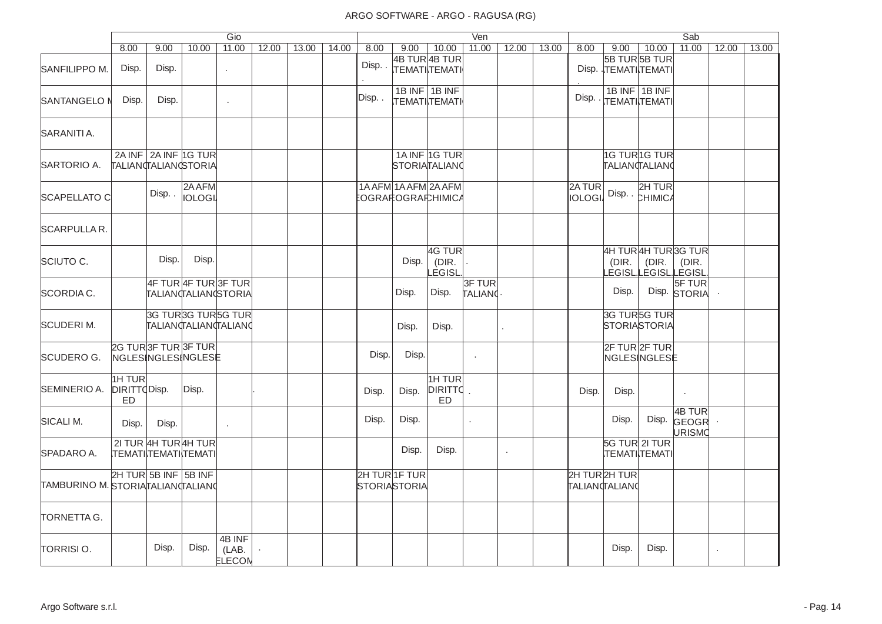| | Gio | | | | | | | Ven | | | | | | Sab | | | | | |
|---|---|---|---|---|---|---|---|---|---|---|---|---|---|---|---|---|---|---|---|
| | 8.00 | 9.00 | 10.00 | 11.00 | 12.00 | 13.00 | 14.00 | 8.00 | 9.00 | 10.00 | 11.00 | 12.00 | 13.00 | 8.00 | 9.00 | 10.00 | 11.00 | 12.00 | 13.00 |
| SANFILIPPO M. | Disp. | Disp. | | . | | | | Disp. . . | 4B TUR TEMATI | 4B TUR TEMATI | | | | Disp. . . | 5B TUR TEMATI | 5B TUR TEMATI | | | |
| SANTANGELO M | Disp. | Disp. | | . | | | | Disp. . | 1B INF TEMATI | 1B INF TEMATI | | | | Disp. . | 1B INF TEMATI | 1B INF TEMATI | | | |
| SARANITI A. | | | | | | | | | | | | | | | | | | | |
| SARTORIO A. | 2A INF TALIANO | 2A INF TALIANO | 1G TUR STORIA | | | | | | 1A INF STORIA | 1G TUR TALIANO | | | | | 1G TUR TALIANO | 1G TUR TALIANO | | | |
| SCAPELLATO C | | Disp. . | 2A AFM IOLOGIA | | | | | 1A AFM EOGRAF | 1A AFM EOGRAF | 2A AFM CHIMICA | | | | 2A TUR IOLOGIA | Disp. . | 2H TUR CHIMICA | | | |
| SCARPULLA R. | | | | | | | | | | | | | | | | | | | |
| SCIUTO C. | | Disp. | Disp. | | | | | | Disp. | 4G TUR (DIR. LEGISL. | . | | | | 4H TUR (DIR. LEGISL. | 4H TUR (DIR. LEGISL. | 3G TUR (DIR. LEGISL. | | |
| SCORDIA C. | | 4F TUR TALIANO | 4F TUR TALIANO | 3F TUR STORIA | | | | | Disp. | Disp. | 3F TUR TALIANO | . | | | Disp. | Disp. | 5F TUR STORIA | . | |
| SCUDERI M. | | 3G TUR TALIANO | 3G TUR TALIANO | 5G TUR TALIANO | | | | | Disp. | Disp. | | . | | | 3G TUR STORIA | 5G TUR STORIA | | | |
| SCUDERO G. | 2G TUR NGLESE | 3F TUR NGLESE | 3F TUR NGLESE | | | | | Disp. | Disp. | | . | | | | 2F TUR NGLESE | 2F TUR NGLESE | | | |
| SEMINERIO A. | 1H TUR DIRITTO ED | Disp. | Disp. | | . | | | Disp. | Disp. | 1H TUR DIRITTO ED | . | | | Disp. | Disp. | | . | | |
| SICALI M. | Disp. | Disp. | | . | | | | Disp. | Disp. | | . | | | | Disp. | Disp. | 4B TUR GEOGR URISMO | . | |
| SPADARO A. | 2I TUR TEMATI | 4H TUR TEMATI | 4H TUR TEMATI | | | | | | Disp. | Disp. | | . | | | 5G TUR TEMATI | 2I TUR TEMATI | | | |
| TAMBURINO M. | 2H TUR STORIA | 5B INF TALIANO | 5B INF TALIANO | | | | | 2H TUR STORIA | 1F TUR STORIA | | | | | 2H TUR TALIANO | 2H TUR TALIANO | | | | |
| TORNETTA G. | | | | | | | | | | | | | | | | | | | |
| TORRISI O. | | Disp. | Disp. | 4B INF (LAB. ELECOM | . | | | | | | | | | | Disp. | Disp. | | . | |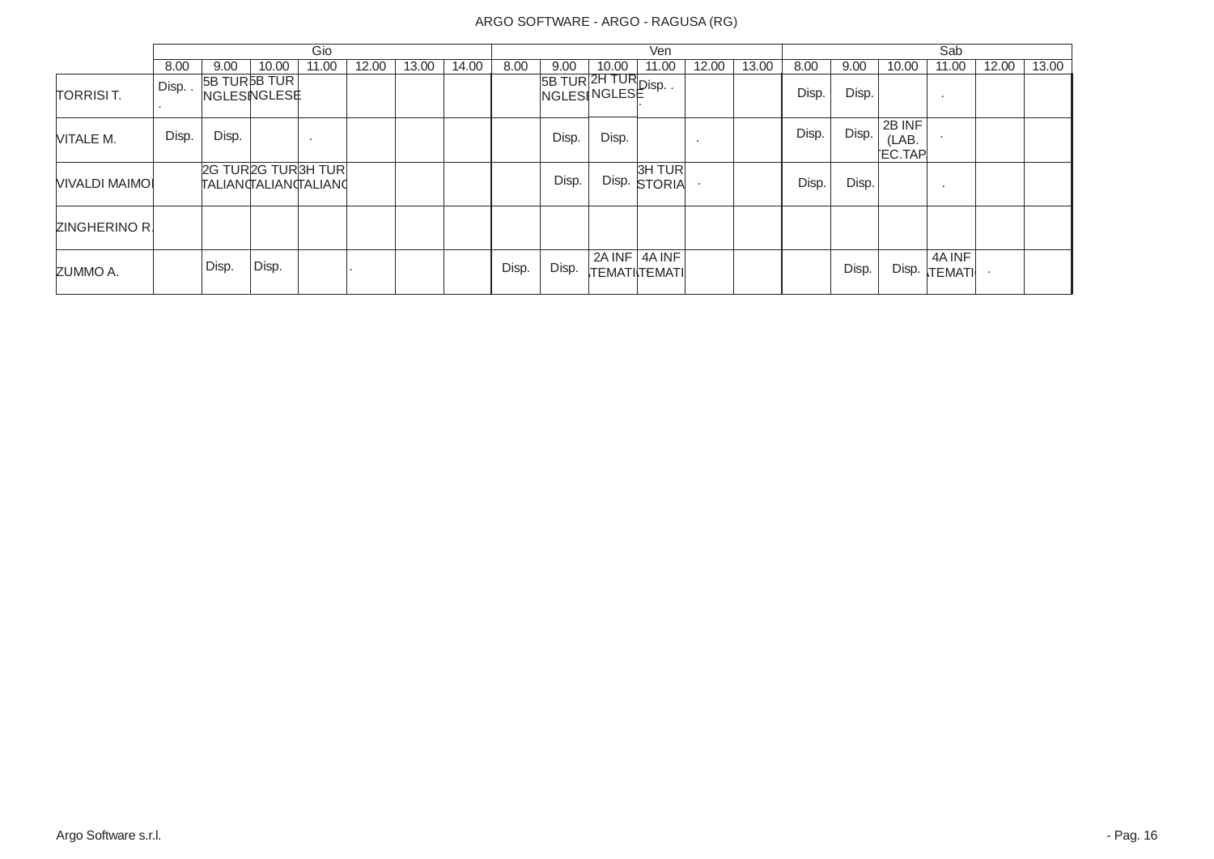ARGO SOFTWARE - ARGO - RAGUSA (RG)

| | Gio | | | | | | | Ven | | | | | | | Sab | | | | | |
|---|---|---|---|---|---|---|---|---|---|---|---|---|---|---|---|---|---|---|---|---|
| | 8.00 | 9.00 | 10.00 | 11.00 | 12.00 | 13.00 | 14.00 | 8.00 | 9.00 | 10.00 | 11.00 | 12.00 | 13.00 | 8.00 | 9.00 | 10.00 | 11.00 | 12.00 | 13.00 |
| TORRISI T. | Disp. . . | 5B TUR NGLESI | 5B TUR NGLESE | | | | | | 5B TUR NGLESI | 2H TUR NGLESE | Disp. . . | | | Disp. | Disp. | | . | | |
| VITALE M. | Disp. | Disp. | | . | | | | | Disp. | Disp. | | . | | Disp. | Disp. | 2B INF (LAB. TEC.TAP | . | | |
| VIVALDI MAIMOI | | 2G TUR TALIANO | 2G TUR TALIANO | 3H TUR TALIANO | | | | | Disp. | Disp. | 3H TUR STORIA | . | | Disp. | Disp. | | . | | |
| ZINGHERINO R. | | | | | | | | | | | | | | | | | | | |
| ZUMMO A. | | Disp. | Disp. | | . | | | Disp. | Disp. | 2A INF TEMATI | 4A INF TEMATI | | | | Disp. | Disp. | 4A INF TEMATI | . | |

Argo Software s.r.l.